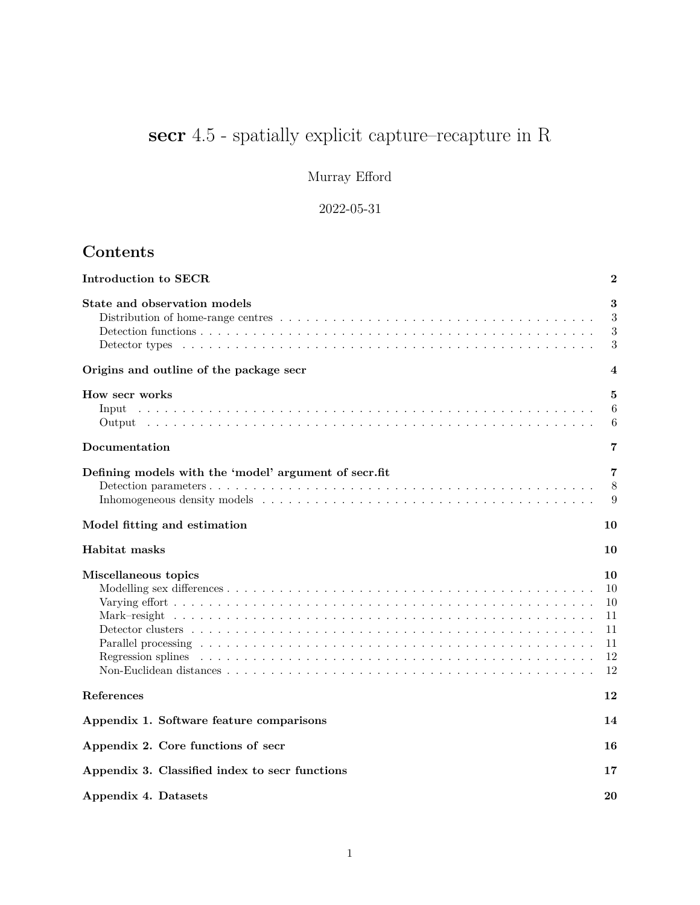# **secr** 4.5 - spatially explicit capture–recapture in R

Murray Efford

2022-05-31

## Contents

**Introduction to SECR** — **2**

**State and observation models** — **3**
- Distribution of home-range centres — 3
- Detection functions — 3
- Detector types — 3

**Origins and outline of the package secr** — **4**

**How secr works** — **5**
- Input — 6
- Output — 6

**Documentation** — **7**

**Defining models with the 'model' argument of secr.fit** — **7**
- Detection parameters — 8
- Inhomogeneous density models — 9

**Model fitting and estimation** — **10**

**Habitat masks** — **10**

**Miscellaneous topics** — **10**
- Modelling sex differences — 10
- Varying effort — 10
- Mark–resight — 11
- Detector clusters — 11
- Parallel processing — 11
- Regression splines — 12
- Non-Euclidean distances — 12

**References** — **12**

**Appendix 1. Software feature comparisons** — **14**

**Appendix 2. Core functions of secr** — **16**

**Appendix 3. Classified index to secr functions** — **17**

**Appendix 4. Datasets** — **20**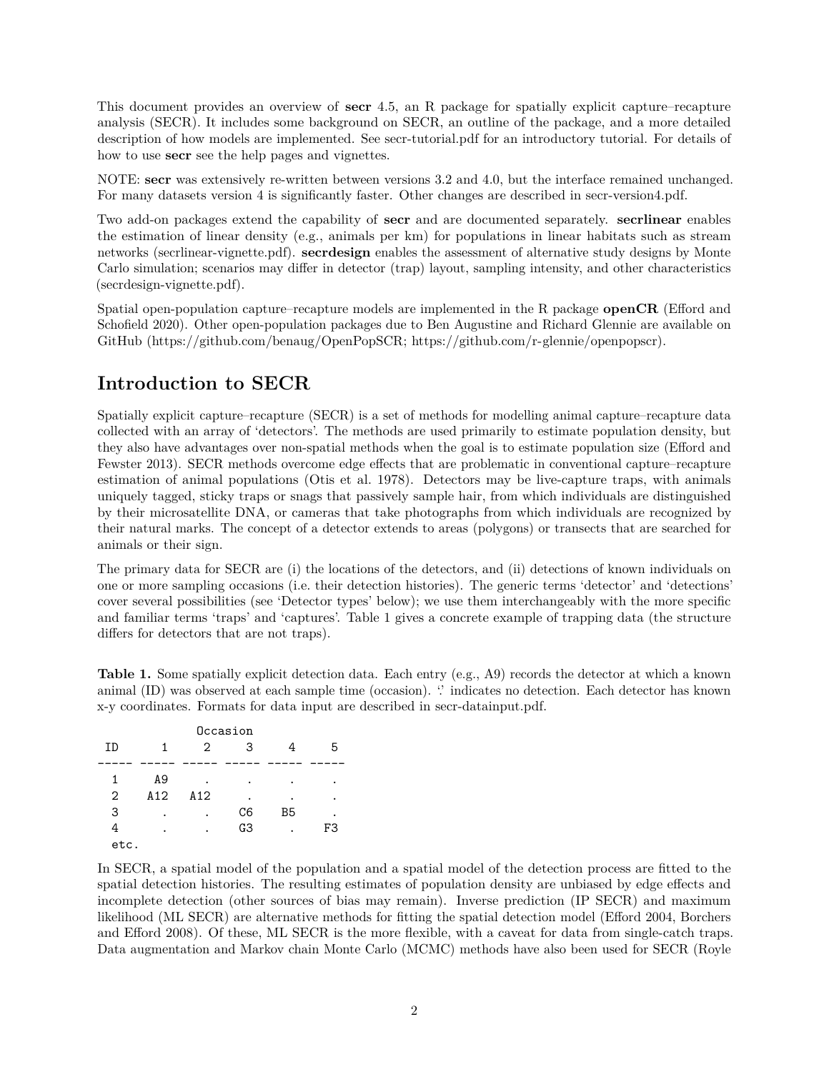This document provides an overview of **secr** 4.5, an R package for spatially explicit capture–recapture analysis (SECR). It includes some background on SECR, an outline of the package, and a more detailed description of how models are implemented. See secr-tutorial.pdf for an introductory tutorial. For details of how to use **secr** see the help pages and vignettes.

NOTE: **secr** was extensively re-written between versions 3.2 and 4.0, but the interface remained unchanged. For many datasets version 4 is significantly faster. Other changes are described in secr-version4.pdf.

Two add-on packages extend the capability of **secr** and are documented separately. **secrlinear** enables the estimation of linear density (e.g., animals per km) for populations in linear habitats such as stream networks (secrlinear-vignette.pdf). **secrdesign** enables the assessment of alternative study designs by Monte Carlo simulation; scenarios may differ in detector (trap) layout, sampling intensity, and other characteristics (secrdesign-vignette.pdf).

Spatial open-population capture–recapture models are implemented in the R package **openCR** (Efford and Schofield 2020). Other open-population packages due to Ben Augustine and Richard Glennie are available on GitHub (https://github.com/benaug/OpenPopSCR; https://github.com/r-glennie/openpopscr).

## Introduction to SECR

Spatially explicit capture–recapture (SECR) is a set of methods for modelling animal capture–recapture data collected with an array of 'detectors'. The methods are used primarily to estimate population density, but they also have advantages over non-spatial methods when the goal is to estimate population size (Efford and Fewster 2013). SECR methods overcome edge effects that are problematic in conventional capture–recapture estimation of animal populations (Otis et al. 1978). Detectors may be live-capture traps, with animals uniquely tagged, sticky traps or snags that passively sample hair, from which individuals are distinguished by their microsatellite DNA, or cameras that take photographs from which individuals are recognized by their natural marks. The concept of a detector extends to areas (polygons) or transects that are searched for animals or their sign.

The primary data for SECR are (i) the locations of the detectors, and (ii) detections of known individuals on one or more sampling occasions (i.e. their detection histories). The generic terms 'detector' and 'detections' cover several possibilities (see 'Detector types' below); we use them interchangeably with the more specific and familiar terms 'traps' and 'captures'. Table 1 gives a concrete example of trapping data (the structure differs for detectors that are not traps).

**Table 1.** Some spatially explicit detection data. Each entry (e.g., A9) records the detector at which a known animal (ID) was observed at each sample time (occasion). '.' indicates no detection. Each detector has known x-y coordinates. Formats for data input are described in secr-datainput.pdf.

```
              Occasion
 ID      1     2     3     4     5
----- ----- ----- ----- ----- -----
  1     A9     .     .     .     .
  2    A12   A12     .     .     .
  3      .     .    C6    B5     .
  4      .     .    G3     .    F3
  etc.
```

In SECR, a spatial model of the population and a spatial model of the detection process are fitted to the spatial detection histories. The resulting estimates of population density are unbiased by edge effects and incomplete detection (other sources of bias may remain). Inverse prediction (IP SECR) and maximum likelihood (ML SECR) are alternative methods for fitting the spatial detection model (Efford 2004, Borchers and Efford 2008). Of these, ML SECR is the more flexible, with a caveat for data from single-catch traps. Data augmentation and Markov chain Monte Carlo (MCMC) methods have also been used for SECR (Royle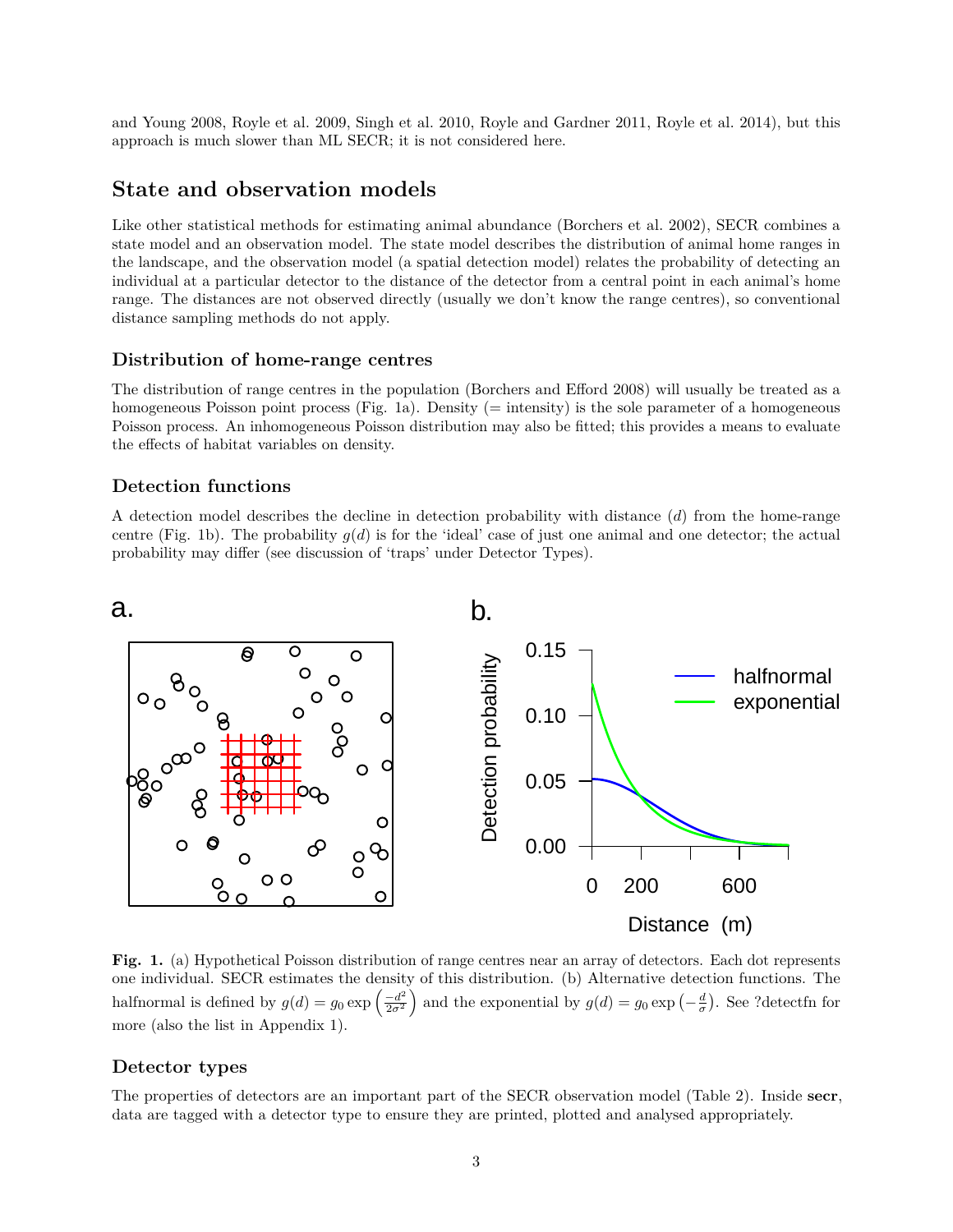and Young 2008, Royle et al. 2009, Singh et al. 2010, Royle and Gardner 2011, Royle et al. 2014), but this approach is much slower than ML SECR; it is not considered here.

## State and observation models

Like other statistical methods for estimating animal abundance (Borchers et al. 2002), SECR combines a state model and an observation model. The state model describes the distribution of animal home ranges in the landscape, and the observation model (a spatial detection model) relates the probability of detecting an individual at a particular detector to the distance of the detector from a central point in each animal's home range. The distances are not observed directly (usually we don't know the range centres), so conventional distance sampling methods do not apply.

### Distribution of home-range centres

The distribution of range centres in the population (Borchers and Efford 2008) will usually be treated as a homogeneous Poisson point process (Fig. 1a). Density (= intensity) is the sole parameter of a homogeneous Poisson process. An inhomogeneous Poisson distribution may also be fitted; this provides a means to evaluate the effects of habitat variables on density.

### Detection functions

A detection model describes the decline in detection probability with distance ($d$) from the home-range centre (Fig. 1b). The probability $g(d)$ is for the 'ideal' case of just one animal and one detector; the actual probability may differ (see discussion of 'traps' under Detector Types).

**Fig. 1.** (a) Hypothetical Poisson distribution of range centres near an array of detectors. Each dot represents one individual. SECR estimates the density of this distribution. (b) Alternative detection functions. The halfnormal is defined by $g(d) = g_0 \exp\left(\frac{-d^2}{2\sigma^2}\right)$ and the exponential by $g(d) = g_0 \exp\left(-\frac{d}{\sigma}\right)$. See ?detectfn for more (also the list in Appendix 1).

### Detector types

The properties of detectors are an important part of the SECR observation model (Table 2). Inside **secr**, data are tagged with a detector type to ensure they are printed, plotted and analysed appropriately.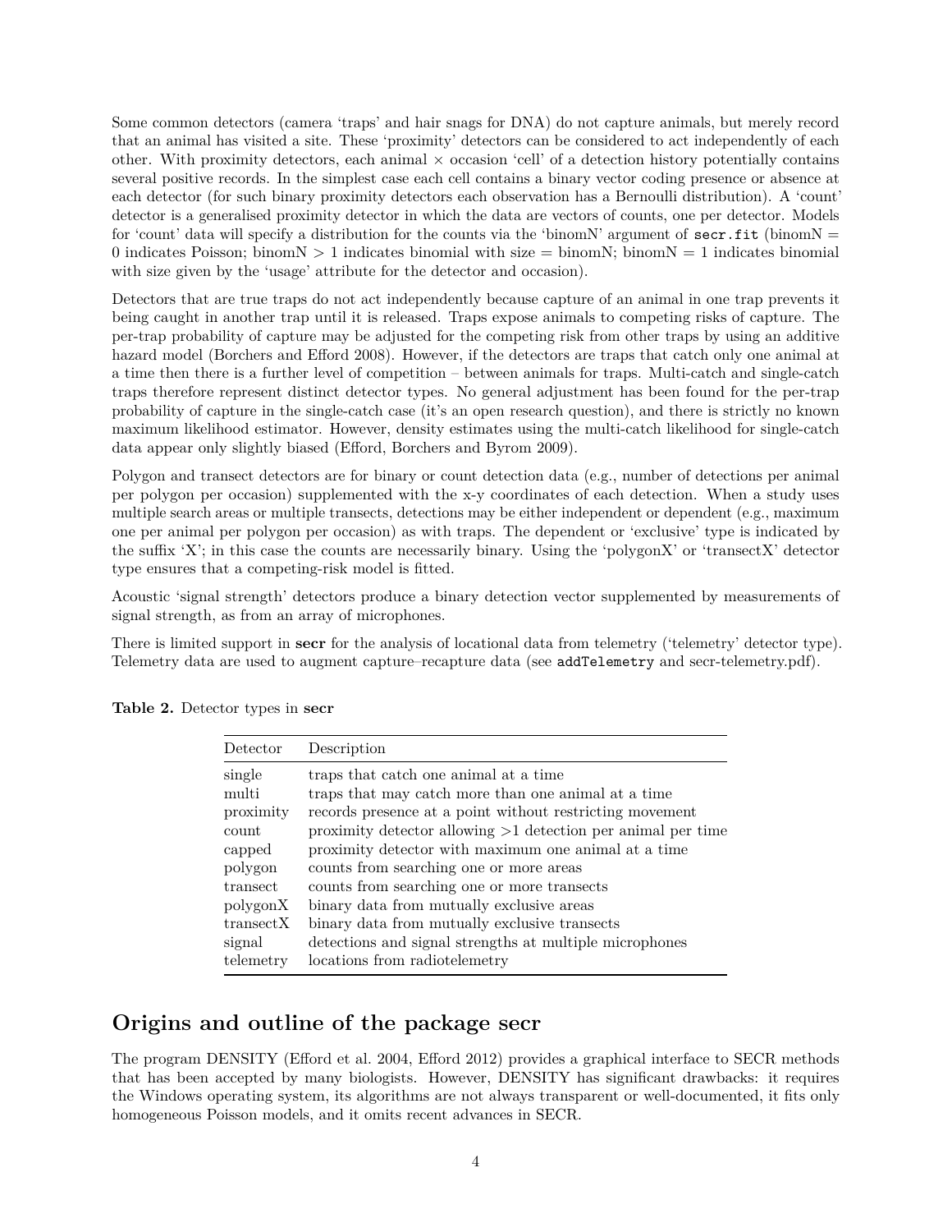Some common detectors (camera 'traps' and hair snags for DNA) do not capture animals, but merely record that an animal has visited a site. These 'proximity' detectors can be considered to act independently of each other. With proximity detectors, each animal × occasion 'cell' of a detection history potentially contains several positive records. In the simplest case each cell contains a binary vector coding presence or absence at each detector (for such binary proximity detectors each observation has a Bernoulli distribution). A 'count' detector is a generalised proximity detector in which the data are vectors of counts, one per detector. Models for 'count' data will specify a distribution for the counts via the 'binomN' argument of `secr.fit` (binomN = 0 indicates Poisson; binomN > 1 indicates binomial with size = binomN; binomN = 1 indicates binomial with size given by the 'usage' attribute for the detector and occasion).

Detectors that are true traps do not act independently because capture of an animal in one trap prevents it being caught in another trap until it is released. Traps expose animals to competing risks of capture. The per-trap probability of capture may be adjusted for the competing risk from other traps by using an additive hazard model (Borchers and Efford 2008). However, if the detectors are traps that catch only one animal at a time then there is a further level of competition – between animals for traps. Multi-catch and single-catch traps therefore represent distinct detector types. No general adjustment has been found for the per-trap probability of capture in the single-catch case (it's an open research question), and there is strictly no known maximum likelihood estimator. However, density estimates using the multi-catch likelihood for single-catch data appear only slightly biased (Efford, Borchers and Byrom 2009).

Polygon and transect detectors are for binary or count detection data (e.g., number of detections per animal per polygon per occasion) supplemented with the x-y coordinates of each detection. When a study uses multiple search areas or multiple transects, detections may be either independent or dependent (e.g., maximum one per animal per polygon per occasion) as with traps. The dependent or 'exclusive' type is indicated by the suffix 'X'; in this case the counts are necessarily binary. Using the 'polygonX' or 'transectX' detector type ensures that a competing-risk model is fitted.

Acoustic 'signal strength' detectors produce a binary detection vector supplemented by measurements of signal strength, as from an array of microphones.

There is limited support in **secr** for the analysis of locational data from telemetry ('telemetry' detector type). Telemetry data are used to augment capture–recapture data (see `addTelemetry` and secr-telemetry.pdf).

**Table 2.** Detector types in **secr**

| Detector | Description |
|---|---|
| single | traps that catch one animal at a time |
| multi | traps that may catch more than one animal at a time |
| proximity | records presence at a point without restricting movement |
| count | proximity detector allowing >1 detection per animal per time |
| capped | proximity detector with maximum one animal at a time |
| polygon | counts from searching one or more areas |
| transect | counts from searching one or more transects |
| polygonX | binary data from mutually exclusive areas |
| transectX | binary data from mutually exclusive transects |
| signal | detections and signal strengths at multiple microphones |
| telemetry | locations from radiotelemetry |

## Origins and outline of the package secr

The program DENSITY (Efford et al. 2004, Efford 2012) provides a graphical interface to SECR methods that has been accepted by many biologists. However, DENSITY has significant drawbacks: it requires the Windows operating system, its algorithms are not always transparent or well-documented, it fits only homogeneous Poisson models, and it omits recent advances in SECR.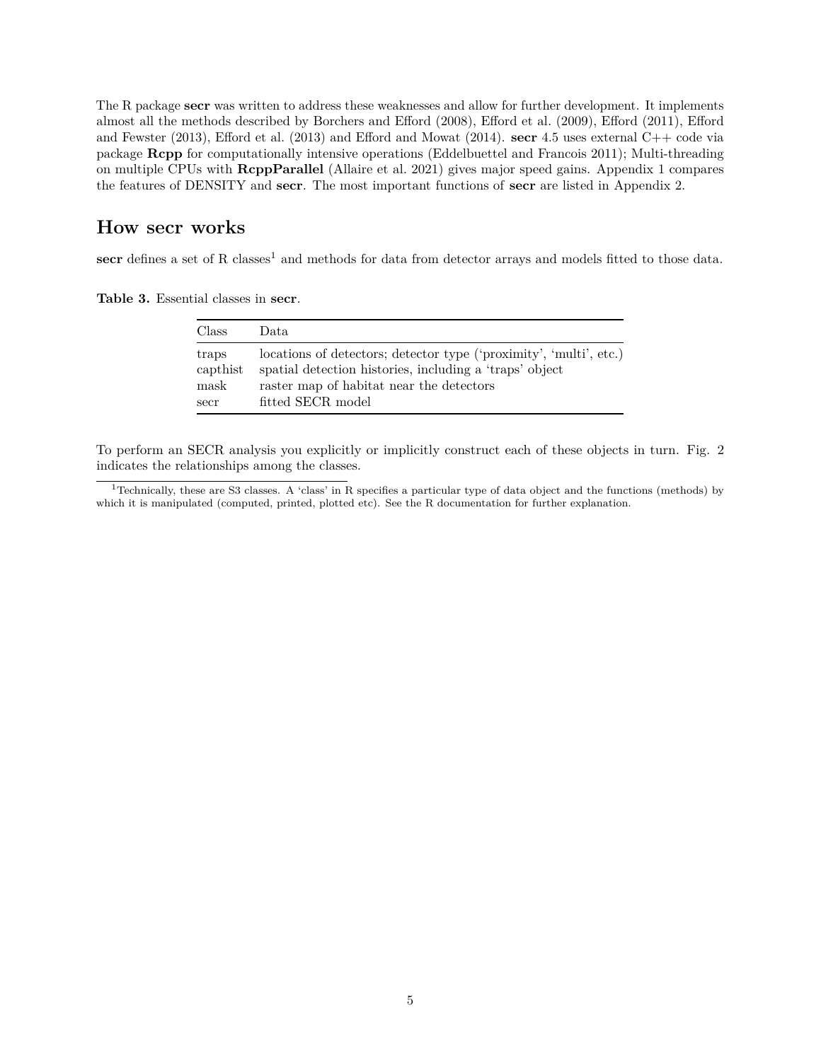The R package **secr** was written to address these weaknesses and allow for further development. It implements almost all the methods described by Borchers and Efford (2008), Efford et al. (2009), Efford (2011), Efford and Fewster (2013), Efford et al. (2013) and Efford and Mowat (2014). **secr** 4.5 uses external C++ code via package **Rcpp** for computationally intensive operations (Eddelbuettel and Francois 2011); Multi-threading on multiple CPUs with **RcppParallel** (Allaire et al. 2021) gives major speed gains. Appendix 1 compares the features of DENSITY and **secr**. The most important functions of **secr** are listed in Appendix 2.

## How secr works

**secr** defines a set of R classes[1] and methods for data from detector arrays and models fitted to those data.

**Table 3.** Essential classes in **secr**.

| Class | Data |
|---|---|
| traps | locations of detectors; detector type ('proximity', 'multi', etc.) |
| capthist | spatial detection histories, including a 'traps' object |
| mask | raster map of habitat near the detectors |
| secr | fitted SECR model |

To perform an SECR analysis you explicitly or implicitly construct each of these objects in turn. Fig. 2 indicates the relationships among the classes.

[1] Technically, these are S3 classes. A 'class' in R specifies a particular type of data object and the functions (methods) by which it is manipulated (computed, printed, plotted etc). See the R documentation for further explanation.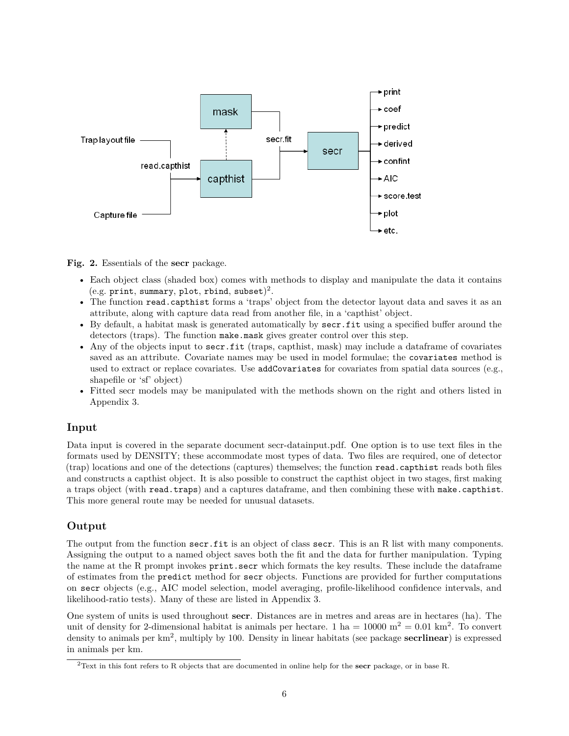**Fig. 2.** Essentials of the **secr** package.

- Each object class (shaded box) comes with methods to display and manipulate the data it contains (e.g. `print`, `summary`, `plot`, `rbind`, `subset`)[2].
- The function `read.capthist` forms a 'traps' object from the detector layout data and saves it as an attribute, along with capture data read from another file, in a 'capthist' object.
- By default, a habitat mask is generated automatically by `secr.fit` using a specified buffer around the detectors (traps). The function `make.mask` gives greater control over this step.
- Any of the objects input to `secr.fit` (traps, capthist, mask) may include a dataframe of covariates saved as an attribute. Covariate names may be used in model formulae; the `covariates` method is used to extract or replace covariates. Use `addCovariates` for covariates from spatial data sources (e.g., shapefile or 'sf' object)
- Fitted secr models may be manipulated with the methods shown on the right and others listed in Appendix 3.

## Input

Data input is covered in the separate document secr-datainput.pdf. One option is to use text files in the formats used by DENSITY; these accommodate most types of data. Two files are required, one of detector (trap) locations and one of the detections (captures) themselves; the function `read.capthist` reads both files and constructs a capthist object. It is also possible to construct the capthist object in two stages, first making a traps object (with `read.traps`) and a captures dataframe, and then combining these with `make.capthist`. This more general route may be needed for unusual datasets.

## Output

The output from the function `secr.fit` is an object of class `secr`. This is an R list with many components. Assigning the output to a named object saves both the fit and the data for further manipulation. Typing the name at the R prompt invokes `print.secr` which formats the key results. These include the dataframe of estimates from the `predict` method for `secr` objects. Functions are provided for further computations on `secr` objects (e.g., AIC model selection, model averaging, profile-likelihood confidence intervals, and likelihood-ratio tests). Many of these are listed in Appendix 3.

One system of units is used throughout **secr**. Distances are in metres and areas are in hectares (ha). The unit of density for 2-dimensional habitat is animals per hectare. 1 ha = 10000 m$^2$ = 0.01 km$^2$. To convert density to animals per km$^2$, multiply by 100. Density in linear habitats (see package **secrlinear**) is expressed in animals per km.

[2] Text in this font refers to R objects that are documented in online help for the **secr** package, or in base R.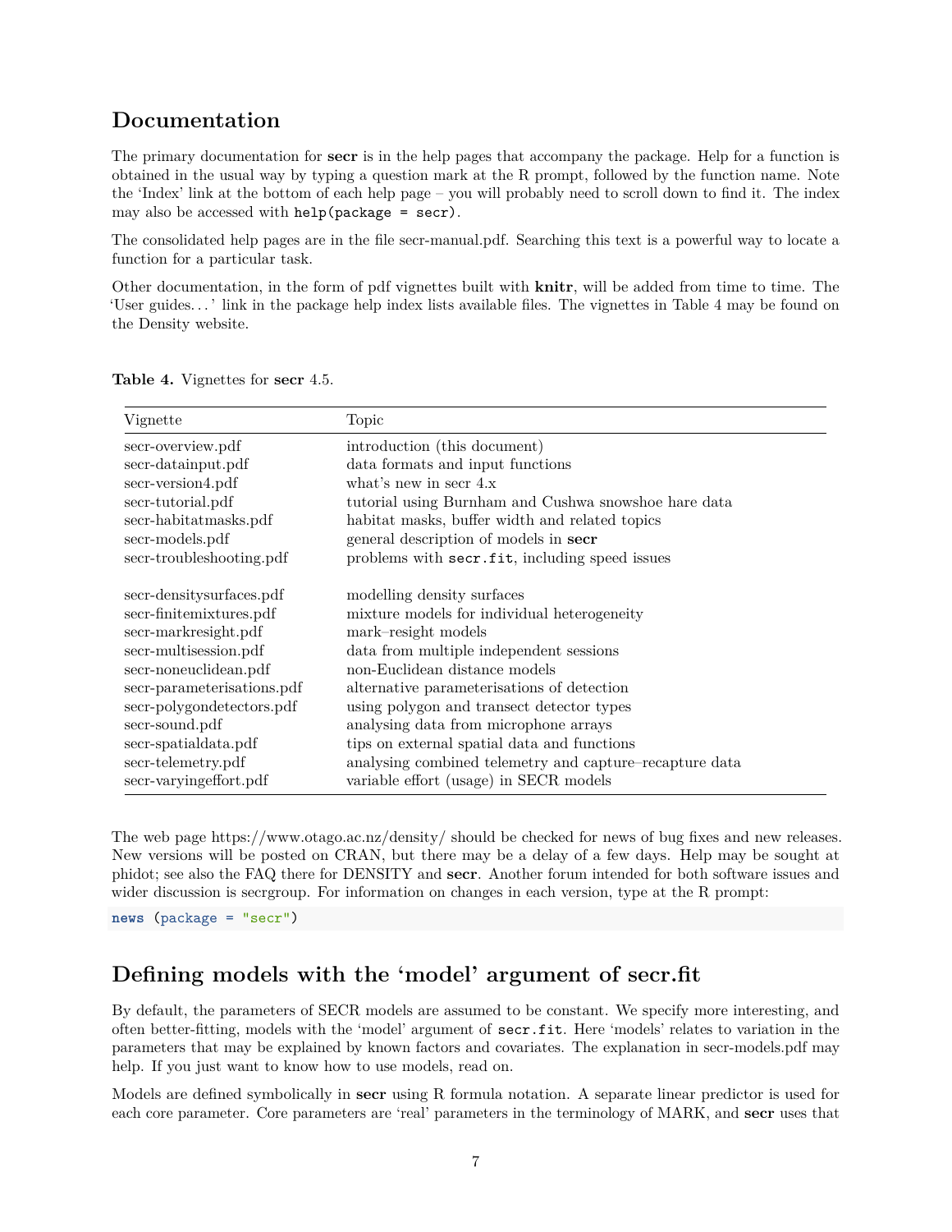## Documentation

The primary documentation for **secr** is in the help pages that accompany the package. Help for a function is obtained in the usual way by typing a question mark at the R prompt, followed by the function name. Note the 'Index' link at the bottom of each help page – you will probably need to scroll down to find it. The index may also be accessed with `help(package = secr)`.

The consolidated help pages are in the file secr-manual.pdf. Searching this text is a powerful way to locate a function for a particular task.

Other documentation, in the form of pdf vignettes built with **knitr**, will be added from time to time. The 'User guides. . . ' link in the package help index lists available files. The vignettes in Table 4 may be found on the Density website.

**Table 4.** Vignettes for **secr** 4.5.

| Vignette | Topic |
|---|---|
| secr-overview.pdf | introduction (this document) |
| secr-datainput.pdf | data formats and input functions |
| secr-version4.pdf | what's new in secr 4.x |
| secr-tutorial.pdf | tutorial using Burnham and Cushwa snowshoe hare data |
| secr-habitatmasks.pdf | habitat masks, buffer width and related topics |
| secr-models.pdf | general description of models in **secr** |
| secr-troubleshooting.pdf | problems with `secr.fit`, including speed issues |
| | |
| secr-densitysurfaces.pdf | modelling density surfaces |
| secr-finitemixtures.pdf | mixture models for individual heterogeneity |
| secr-markresight.pdf | mark–resight models |
| secr-multisession.pdf | data from multiple independent sessions |
| secr-noneuclidean.pdf | non-Euclidean distance models |
| secr-parameterisations.pdf | alternative parameterisations of detection |
| secr-polygondetectors.pdf | using polygon and transect detector types |
| secr-sound.pdf | analysing data from microphone arrays |
| secr-spatialdata.pdf | tips on external spatial data and functions |
| secr-telemetry.pdf | analysing combined telemetry and capture–recapture data |
| secr-varyingeffort.pdf | variable effort (usage) in SECR models |

The web page https://www.otago.ac.nz/density/ should be checked for news of bug fixes and new releases. New versions will be posted on CRAN, but there may be a delay of a few days. Help may be sought at phidot; see also the FAQ there for DENSITY and **secr**. Another forum intended for both software issues and wider discussion is secrgroup. For information on changes in each version, type at the R prompt:

```
news (package = "secr")
```

## Defining models with the 'model' argument of secr.fit

By default, the parameters of SECR models are assumed to be constant. We specify more interesting, and often better-fitting, models with the 'model' argument of `secr.fit`. Here 'models' relates to variation in the parameters that may be explained by known factors and covariates. The explanation in secr-models.pdf may help. If you just want to know how to use models, read on.

Models are defined symbolically in **secr** using R formula notation. A separate linear predictor is used for each core parameter. Core parameters are 'real' parameters in the terminology of MARK, and **secr** uses that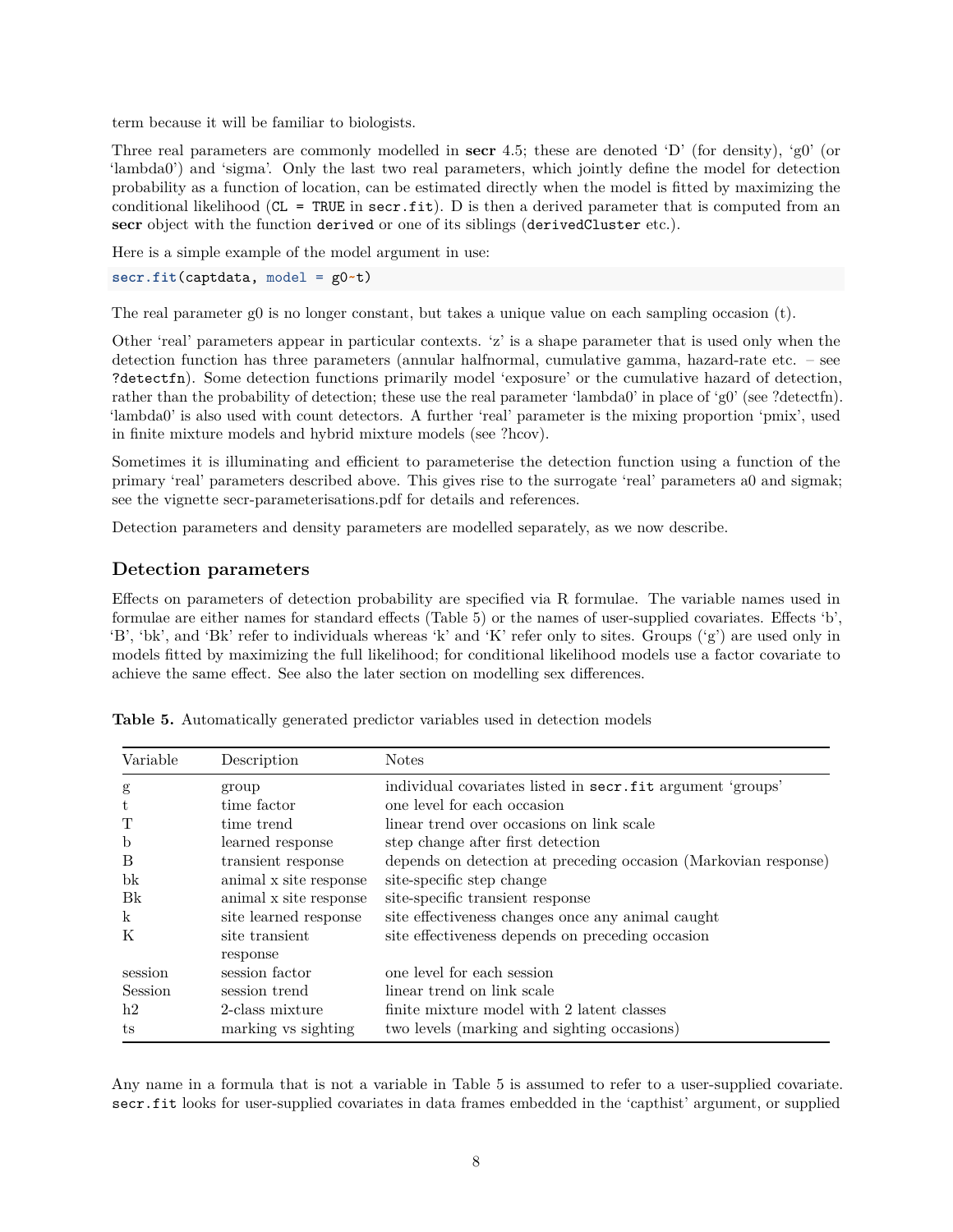term because it will be familiar to biologists.

Three real parameters are commonly modelled in **secr** 4.5; these are denoted 'D' (for density), 'g0' (or 'lambda0') and 'sigma'. Only the last two real parameters, which jointly define the model for detection probability as a function of location, can be estimated directly when the model is fitted by maximizing the conditional likelihood (`CL = TRUE` in `secr.fit`). D is then a derived parameter that is computed from an **secr** object with the function `derived` or one of its siblings (`derivedCluster` etc.).

Here is a simple example of the model argument in use:

```
secr.fit(captdata, model = g0~t)
```

The real parameter g0 is no longer constant, but takes a unique value on each sampling occasion (t).

Other 'real' parameters appear in particular contexts. 'z' is a shape parameter that is used only when the detection function has three parameters (annular halfnormal, cumulative gamma, hazard-rate etc. – see `?detectfn`). Some detection functions primarily model 'exposure' or the cumulative hazard of detection, rather than the probability of detection; these use the real parameter 'lambda0' in place of 'g0' (see ?detectfn). 'lambda0' is also used with count detectors. A further 'real' parameter is the mixing proportion 'pmix', used in finite mixture models and hybrid mixture models (see ?hcov).

Sometimes it is illuminating and efficient to parameterise the detection function using a function of the primary 'real' parameters described above. This gives rise to the surrogate 'real' parameters a0 and sigmak; see the vignette secr-parameterisations.pdf for details and references.

Detection parameters and density parameters are modelled separately, as we now describe.

## Detection parameters

Effects on parameters of detection probability are specified via R formulae. The variable names used in formulae are either names for standard effects (Table 5) or the names of user-supplied covariates. Effects 'b', 'B', 'bk', and 'Bk' refer to individuals whereas 'k' and 'K' refer only to sites. Groups ('g') are used only in models fitted by maximizing the full likelihood; for conditional likelihood models use a factor covariate to achieve the same effect. See also the later section on modelling sex differences.

**Table 5.** Automatically generated predictor variables used in detection models

| Variable | Description | Notes |
|---|---|---|
| g | group | individual covariates listed in `secr.fit` argument 'groups' |
| t | time factor | one level for each occasion |
| T | time trend | linear trend over occasions on link scale |
| b | learned response | step change after first detection |
| B | transient response | depends on detection at preceding occasion (Markovian response) |
| bk | animal x site response | site-specific step change |
| Bk | animal x site response | site-specific transient response |
| k | site learned response | site effectiveness changes once any animal caught |
| K | site transient response | site effectiveness depends on preceding occasion |
| session | session factor | one level for each session |
| Session | session trend | linear trend on link scale |
| h2 | 2-class mixture | finite mixture model with 2 latent classes |
| ts | marking vs sighting | two levels (marking and sighting occasions) |

Any name in a formula that is not a variable in Table 5 is assumed to refer to a user-supplied covariate. `secr.fit` looks for user-supplied covariates in data frames embedded in the 'capthist' argument, or supplied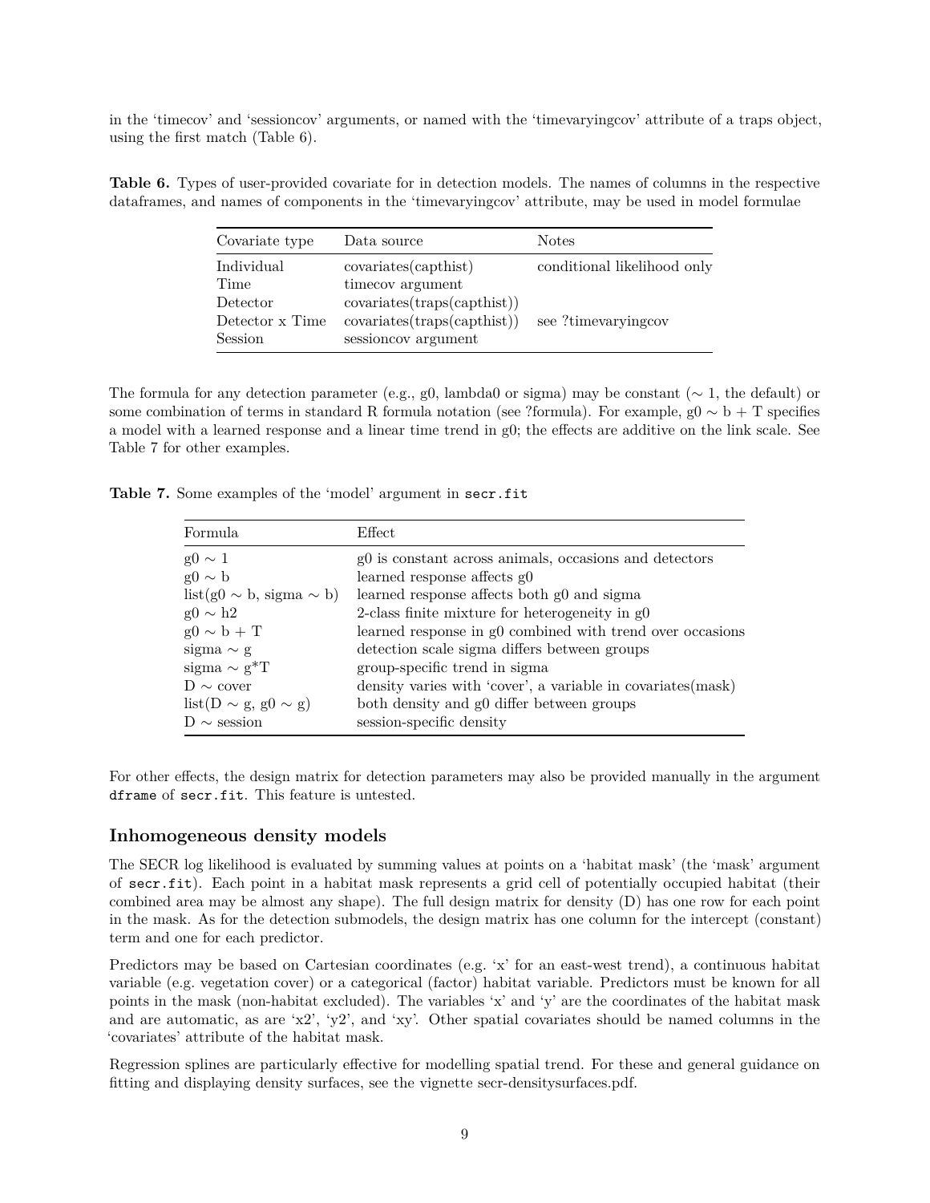in the 'timecov' and 'sessioncov' arguments, or named with the 'timevaryingcov' attribute of a traps object, using the first match (Table 6).

**Table 6.** Types of user-provided covariate for in detection models. The names of columns in the respective dataframes, and names of components in the 'timevaryingcov' attribute, may be used in model formulae

| Covariate type | Data source | Notes |
|---|---|---|
| Individual | covariates(capthist) | conditional likelihood only |
| Time | timecov argument | |
| Detector | covariates(traps(capthist)) | |
| Detector x Time | covariates(traps(capthist)) | see ?timevaryingcov |
| Session | sessioncov argument | |

The formula for any detection parameter (e.g., g0, lambda0 or sigma) may be constant (∼ 1, the default) or some combination of terms in standard R formula notation (see ?formula). For example, g0 ∼ b + T specifies a model with a learned response and a linear time trend in g0; the effects are additive on the link scale. See Table 7 for other examples.

**Table 7.** Some examples of the 'model' argument in `secr.fit`

| Formula | Effect |
|---|---|
| g0 ∼ 1 | g0 is constant across animals, occasions and detectors |
| g0 ∼ b | learned response affects g0 |
| list(g0 ∼ b, sigma ∼ b) | learned response affects both g0 and sigma |
| g0 ∼ h2 | 2-class finite mixture for heterogeneity in g0 |
| g0 ∼ b + T | learned response in g0 combined with trend over occasions |
| sigma ∼ g | detection scale sigma differs between groups |
| sigma ∼ g*T | group-specific trend in sigma |
| D ∼ cover | density varies with 'cover', a variable in covariates(mask) |
| list(D ∼ g, g0 ∼ g) | both density and g0 differ between groups |
| D ∼ session | session-specific density |

For other effects, the design matrix for detection parameters may also be provided manually in the argument `dframe` of `secr.fit`. This feature is untested.

## Inhomogeneous density models

The SECR log likelihood is evaluated by summing values at points on a 'habitat mask' (the 'mask' argument of `secr.fit`). Each point in a habitat mask represents a grid cell of potentially occupied habitat (their combined area may be almost any shape). The full design matrix for density (D) has one row for each point in the mask. As for the detection submodels, the design matrix has one column for the intercept (constant) term and one for each predictor.

Predictors may be based on Cartesian coordinates (e.g. 'x' for an east-west trend), a continuous habitat variable (e.g. vegetation cover) or a categorical (factor) habitat variable. Predictors must be known for all points in the mask (non-habitat excluded). The variables 'x' and 'y' are the coordinates of the habitat mask and are automatic, as are 'x2', 'y2', and 'xy'. Other spatial covariates should be named columns in the 'covariates' attribute of the habitat mask.

Regression splines are particularly effective for modelling spatial trend. For these and general guidance on fitting and displaying density surfaces, see the vignette secr-densitysurfaces.pdf.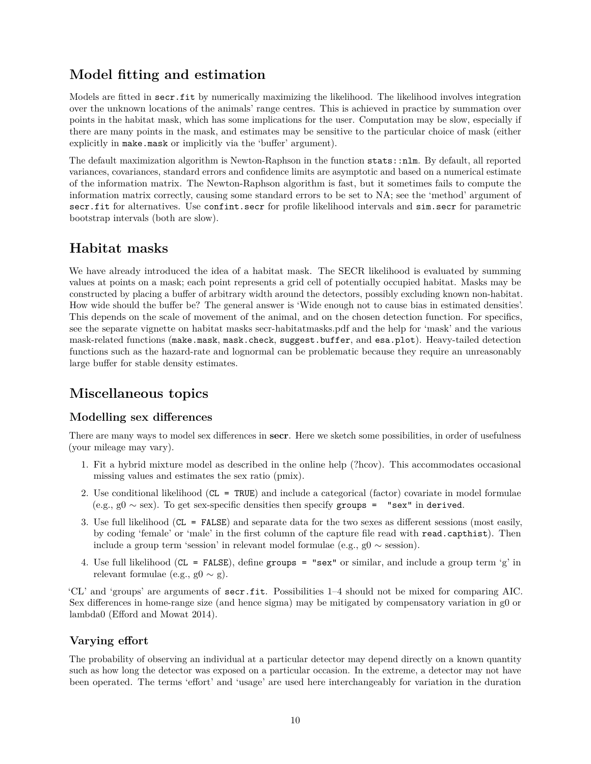## Model fitting and estimation

Models are fitted in `secr.fit` by numerically maximizing the likelihood. The likelihood involves integration over the unknown locations of the animals' range centres. This is achieved in practice by summation over points in the habitat mask, which has some implications for the user. Computation may be slow, especially if there are many points in the mask, and estimates may be sensitive to the particular choice of mask (either explicitly in `make.mask` or implicitly via the 'buffer' argument).

The default maximization algorithm is Newton-Raphson in the function `stats::nlm`. By default, all reported variances, covariances, standard errors and confidence limits are asymptotic and based on a numerical estimate of the information matrix. The Newton-Raphson algorithm is fast, but it sometimes fails to compute the information matrix correctly, causing some standard errors to be set to NA; see the 'method' argument of `secr.fit` for alternatives. Use `confint.secr` for profile likelihood intervals and `sim.secr` for parametric bootstrap intervals (both are slow).

## Habitat masks

We have already introduced the idea of a habitat mask. The SECR likelihood is evaluated by summing values at points on a mask; each point represents a grid cell of potentially occupied habitat. Masks may be constructed by placing a buffer of arbitrary width around the detectors, possibly excluding known non-habitat. How wide should the buffer be? The general answer is 'Wide enough not to cause bias in estimated densities'. This depends on the scale of movement of the animal, and on the chosen detection function. For specifics, see the separate vignette on habitat masks secr-habitatmasks.pdf and the help for 'mask' and the various mask-related functions (`make.mask`, `mask.check`, `suggest.buffer`, and `esa.plot`). Heavy-tailed detection functions such as the hazard-rate and lognormal can be problematic because they require an unreasonably large buffer for stable density estimates.

## Miscellaneous topics

### Modelling sex differences

There are many ways to model sex differences in **secr**. Here we sketch some possibilities, in order of usefulness (your mileage may vary).

1. Fit a hybrid mixture model as described in the online help (?hcov). This accommodates occasional missing values and estimates the sex ratio (pmix).
2. Use conditional likelihood (`CL = TRUE`) and include a categorical (factor) covariate in model formulae (e.g., g0 $\sim$ sex). To get sex-specific densities then specify `groups = "sex"` in `derived`.
3. Use full likelihood (`CL = FALSE`) and separate data for the two sexes as different sessions (most easily, by coding 'female' or 'male' in the first column of the capture file read with `read.capthist`). Then include a group term 'session' in relevant model formulae (e.g., g0 $\sim$ session).
4. Use full likelihood (`CL = FALSE`), define `groups = "sex"` or similar, and include a group term 'g' in relevant formulae (e.g., g0 $\sim$ g).

'CL' and 'groups' are arguments of `secr.fit`. Possibilities 1–4 should not be mixed for comparing AIC. Sex differences in home-range size (and hence sigma) may be mitigated by compensatory variation in g0 or lambda0 (Efford and Mowat 2014).

### Varying effort

The probability of observing an individual at a particular detector may depend directly on a known quantity such as how long the detector was exposed on a particular occasion. In the extreme, a detector may not have been operated. The terms 'effort' and 'usage' are used here interchangeably for variation in the duration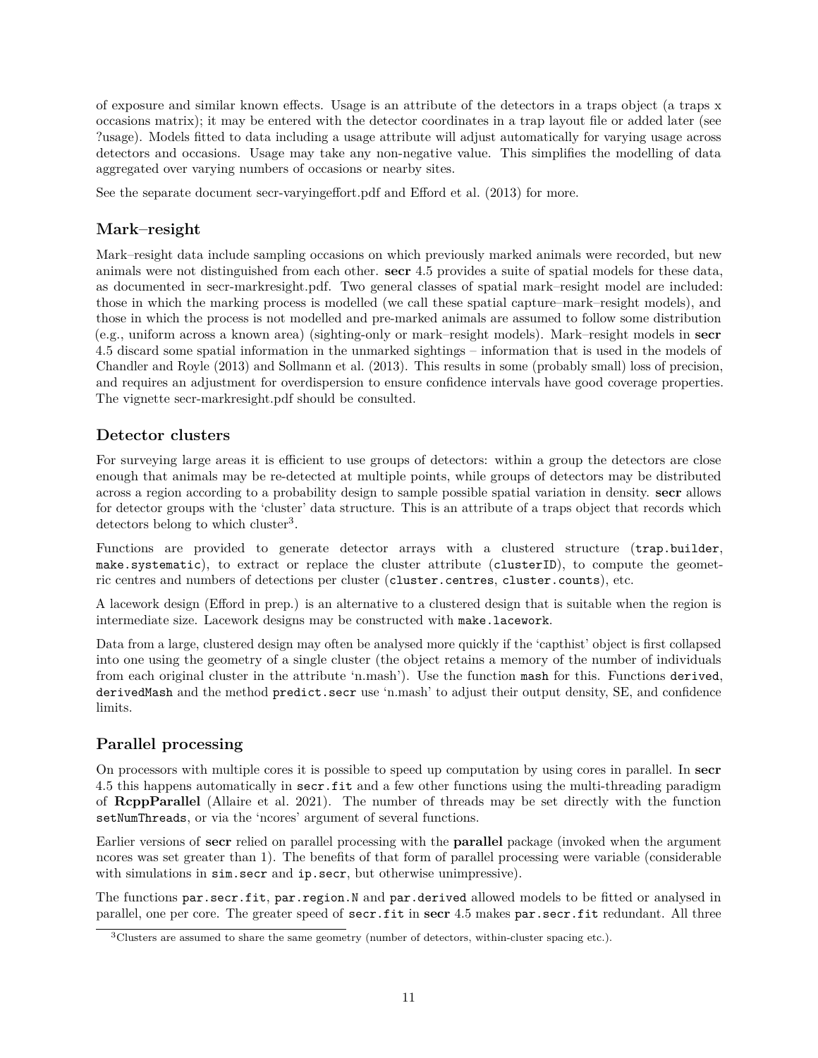of exposure and similar known effects. Usage is an attribute of the detectors in a traps object (a traps x occasions matrix); it may be entered with the detector coordinates in a trap layout file or added later (see ?usage). Models fitted to data including a usage attribute will adjust automatically for varying usage across detectors and occasions. Usage may take any non-negative value. This simplifies the modelling of data aggregated over varying numbers of occasions or nearby sites.

See the separate document secr-varyingeffort.pdf and Efford et al. (2013) for more.

## Mark–resight

Mark–resight data include sampling occasions on which previously marked animals were recorded, but new animals were not distinguished from each other. **secr** 4.5 provides a suite of spatial models for these data, as documented in secr-markresight.pdf. Two general classes of spatial mark–resight model are included: those in which the marking process is modelled (we call these spatial capture–mark–resight models), and those in which the process is not modelled and pre-marked animals are assumed to follow some distribution (e.g., uniform across a known area) (sighting-only or mark–resight models). Mark–resight models in **secr** 4.5 discard some spatial information in the unmarked sightings – information that is used in the models of Chandler and Royle (2013) and Sollmann et al. (2013). This results in some (probably small) loss of precision, and requires an adjustment for overdispersion to ensure confidence intervals have good coverage properties. The vignette secr-markresight.pdf should be consulted.

## Detector clusters

For surveying large areas it is efficient to use groups of detectors: within a group the detectors are close enough that animals may be re-detected at multiple points, while groups of detectors may be distributed across a region according to a probability design to sample possible spatial variation in density. **secr** allows for detector groups with the 'cluster' data structure. This is an attribute of a traps object that records which detectors belong to which cluster[3].

Functions are provided to generate detector arrays with a clustered structure (`trap.builder`, `make.systematic`), to extract or replace the cluster attribute (`clusterID`), to compute the geometric centres and numbers of detections per cluster (`cluster.centres`, `cluster.counts`), etc.

A lacework design (Efford in prep.) is an alternative to a clustered design that is suitable when the region is intermediate size. Lacework designs may be constructed with `make.lacework`.

Data from a large, clustered design may often be analysed more quickly if the 'capthist' object is first collapsed into one using the geometry of a single cluster (the object retains a memory of the number of individuals from each original cluster in the attribute 'n.mash'). Use the function `mash` for this. Functions `derived`, `derivedMash` and the method `predict.secr` use 'n.mash' to adjust their output density, SE, and confidence limits.

## Parallel processing

On processors with multiple cores it is possible to speed up computation by using cores in parallel. In **secr** 4.5 this happens automatically in `secr.fit` and a few other functions using the multi-threading paradigm of **RcppParallel** (Allaire et al. 2021). The number of threads may be set directly with the function `setNumThreads`, or via the 'ncores' argument of several functions.

Earlier versions of **secr** relied on parallel processing with the **parallel** package (invoked when the argument ncores was set greater than 1). The benefits of that form of parallel processing were variable (considerable with simulations in `sim.secr` and `ip.secr`, but otherwise unimpressive).

The functions `par.secr.fit`, `par.region.N` and `par.derived` allowed models to be fitted or analysed in parallel, one per core. The greater speed of `secr.fit` in **secr** 4.5 makes `par.secr.fit` redundant. All three

[3] Clusters are assumed to share the same geometry (number of detectors, within-cluster spacing etc.).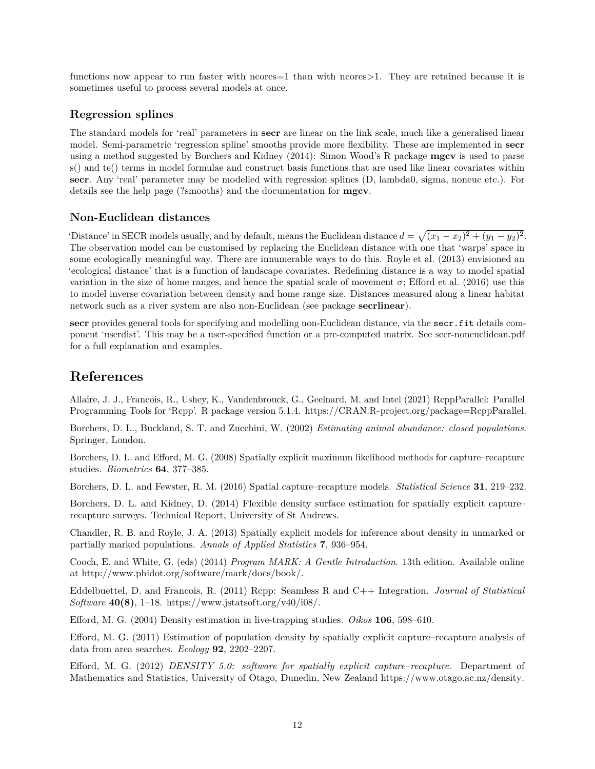functions now appear to run faster with ncores=1 than with ncores>1. They are retained because it is sometimes useful to process several models at once.

### Regression splines

The standard models for 'real' parameters in **secr** are linear on the link scale, much like a generalised linear model. Semi-parametric 'regression spline' smooths provide more flexibility. These are implemented in **secr** using a method suggested by Borchers and Kidney (2014): Simon Wood's R package **mgcv** is used to parse s() and te() terms in model formulae and construct basis functions that are used like linear covariates within **secr**. Any 'real' parameter may be modelled with regression splines (D, lambda0, sigma, noneuc etc.). For details see the help page (?smooths) and the documentation for **mgcv**.

### Non-Euclidean distances

'Distance' in SECR models usually, and by default, means the Euclidean distance $d = \sqrt{(x_1 - x_2)^2 + (y_1 - y_2)^2}$. The observation model can be customised by replacing the Euclidean distance with one that 'warps' space in some ecologically meaningful way. There are innumerable ways to do this. Royle et al. (2013) envisioned an 'ecological distance' that is a function of landscape covariates. Redefining distance is a way to model spatial variation in the size of home ranges, and hence the spatial scale of movement $\sigma$; Efford et al. (2016) use this to model inverse covariation between density and home range size. Distances measured along a linear habitat network such as a river system are also non-Euclidean (see package **secrlinear**).

**secr** provides general tools for specifying and modelling non-Euclidean distance, via the `secr.fit` details component 'userdist'. This may be a user-specified function or a pre-computed matrix. See secr-noneuclidean.pdf for a full explanation and examples.

## References

Allaire, J. J., Francois, R., Ushey, K., Vandenbrouck, G., Geelnard, M. and Intel (2021) RcppParallel: Parallel Programming Tools for 'Rcpp'. R package version 5.1.4. https://CRAN.R-project.org/package=RcppParallel.

Borchers, D. L., Buckland, S. T. and Zucchini, W. (2002) *Estimating animal abundance: closed populations*. Springer, London.

Borchers, D. L. and Efford, M. G. (2008) Spatially explicit maximum likelihood methods for capture–recapture studies. *Biometrics* **64**, 377–385.

Borchers, D. L. and Fewster, R. M. (2016) Spatial capture–recapture models. *Statistical Science* **31**, 219–232.

Borchers, D. L. and Kidney, D. (2014) Flexible density surface estimation for spatially explicit capture–recapture surveys. Technical Report, University of St Andrews.

Chandler, R. B. and Royle, J. A. (2013) Spatially explicit models for inference about density in unmarked or partially marked populations. *Annals of Applied Statistics* **7**, 936–954.

Cooch, E. and White, G. (eds) (2014) *Program MARK: A Gentle Introduction*. 13th edition. Available online at http://www.phidot.org/software/mark/docs/book/.

Eddelbuettel, D. and Francois, R. (2011) Rcpp: Seamless R and C++ Integration. *Journal of Statistical Software* **40(8)**, 1–18. https://www.jstatsoft.org/v40/i08/.

Efford, M. G. (2004) Density estimation in live-trapping studies. *Oikos* **106**, 598–610.

Efford, M. G. (2011) Estimation of population density by spatially explicit capture–recapture analysis of data from area searches. *Ecology* **92**, 2202–2207.

Efford, M. G. (2012) *DENSITY 5.0: software for spatially explicit capture–recapture*. Department of Mathematics and Statistics, University of Otago, Dunedin, New Zealand https://www.otago.ac.nz/density.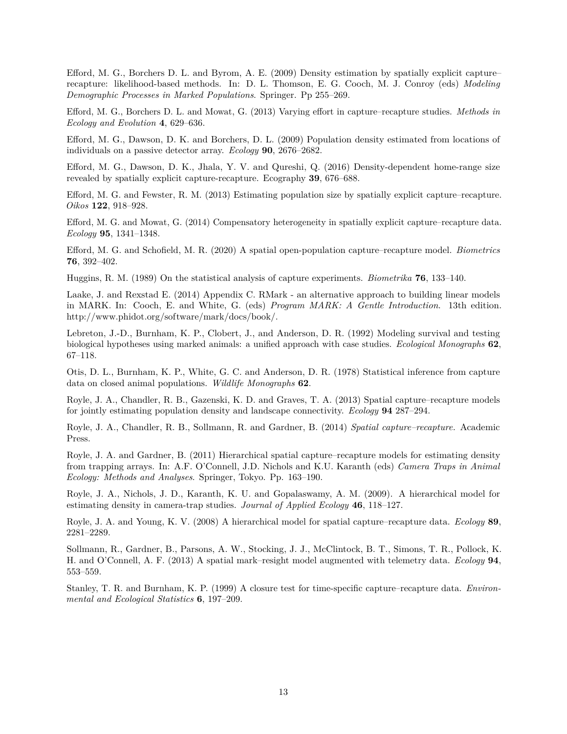Efford, M. G., Borchers D. L. and Byrom, A. E. (2009) Density estimation by spatially explicit capture–recapture: likelihood-based methods. In: D. L. Thomson, E. G. Cooch, M. J. Conroy (eds) *Modeling Demographic Processes in Marked Populations*. Springer. Pp 255–269.

Efford, M. G., Borchers D. L. and Mowat, G. (2013) Varying effort in capture–recapture studies. *Methods in Ecology and Evolution* **4**, 629–636.

Efford, M. G., Dawson, D. K. and Borchers, D. L. (2009) Population density estimated from locations of individuals on a passive detector array. *Ecology* **90**, 2676–2682.

Efford, M. G., Dawson, D. K., Jhala, Y. V. and Qureshi, Q. (2016) Density-dependent home-range size revealed by spatially explicit capture-recapture. Ecography **39**, 676–688.

Efford, M. G. and Fewster, R. M. (2013) Estimating population size by spatially explicit capture–recapture. *Oikos* **122**, 918–928.

Efford, M. G. and Mowat, G. (2014) Compensatory heterogeneity in spatially explicit capture–recapture data. *Ecology* **95**, 1341–1348.

Efford, M. G. and Schofield, M. R. (2020) A spatial open-population capture–recapture model. *Biometrics* **76**, 392–402.

Huggins, R. M. (1989) On the statistical analysis of capture experiments. *Biometrika* **76**, 133–140.

Laake, J. and Rexstad E. (2014) Appendix C. RMark - an alternative approach to building linear models in MARK. In: Cooch, E. and White, G. (eds) *Program MARK: A Gentle Introduction*. 13th edition. http://www.phidot.org/software/mark/docs/book/.

Lebreton, J.-D., Burnham, K. P., Clobert, J., and Anderson, D. R. (1992) Modeling survival and testing biological hypotheses using marked animals: a unified approach with case studies. *Ecological Monographs* **62**, 67–118.

Otis, D. L., Burnham, K. P., White, G. C. and Anderson, D. R. (1978) Statistical inference from capture data on closed animal populations. *Wildlife Monographs* **62**.

Royle, J. A., Chandler, R. B., Gazenski, K. D. and Graves, T. A. (2013) Spatial capture–recapture models for jointly estimating population density and landscape connectivity. *Ecology* **94** 287–294.

Royle, J. A., Chandler, R. B., Sollmann, R. and Gardner, B. (2014) *Spatial capture–recapture*. Academic Press.

Royle, J. A. and Gardner, B. (2011) Hierarchical spatial capture–recapture models for estimating density from trapping arrays. In: A.F. O'Connell, J.D. Nichols and K.U. Karanth (eds) *Camera Traps in Animal Ecology: Methods and Analyses*. Springer, Tokyo. Pp. 163–190.

Royle, J. A., Nichols, J. D., Karanth, K. U. and Gopalaswamy, A. M. (2009). A hierarchical model for estimating density in camera-trap studies. *Journal of Applied Ecology* **46**, 118–127.

Royle, J. A. and Young, K. V. (2008) A hierarchical model for spatial capture–recapture data. *Ecology* **89**, 2281–2289.

Sollmann, R., Gardner, B., Parsons, A. W., Stocking, J. J., McClintock, B. T., Simons, T. R., Pollock, K. H. and O'Connell, A. F. (2013) A spatial mark–resight model augmented with telemetry data. *Ecology* **94**, 553–559.

Stanley, T. R. and Burnham, K. P. (1999) A closure test for time-specific capture–recapture data. *Environmental and Ecological Statistics* **6**, 197–209.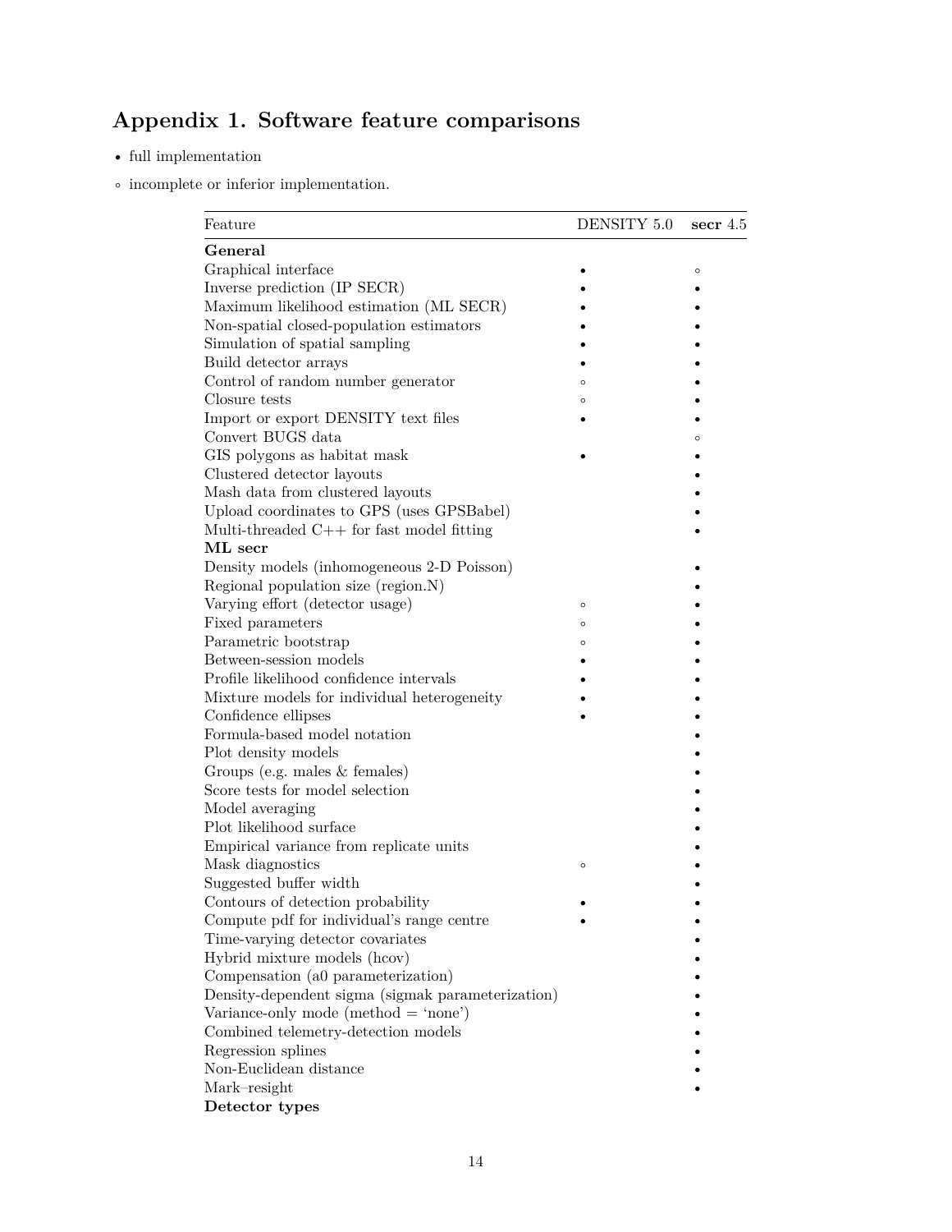# Appendix 1. Software feature comparisons

- • full implementation
- ◦ incomplete or inferior implementation.

| Feature | DENSITY 5.0 | **secr** 4.5 |
|---|---|---|
| **General** | | |
| Graphical interface | • | ◦ |
| Inverse prediction (IP SECR) | • | • |
| Maximum likelihood estimation (ML SECR) | • | • |
| Non-spatial closed-population estimators | • | • |
| Simulation of spatial sampling | • | • |
| Build detector arrays | • | • |
| Control of random number generator | ◦ | • |
| Closure tests | ◦ | • |
| Import or export DENSITY text files | • | • |
| Convert BUGS data | | ◦ |
| GIS polygons as habitat mask | • | • |
| Clustered detector layouts | | • |
| Mash data from clustered layouts | | • |
| Upload coordinates to GPS (uses GPSBabel) | | • |
| Multi-threaded C++ for fast model fitting | | • |
| **ML secr** | | |
| Density models (inhomogeneous 2-D Poisson) | | • |
| Regional population size (region.N) | | • |
| Varying effort (detector usage) | ◦ | • |
| Fixed parameters | ◦ | • |
| Parametric bootstrap | ◦ | • |
| Between-session models | • | • |
| Profile likelihood confidence intervals | • | • |
| Mixture models for individual heterogeneity | • | • |
| Confidence ellipses | • | • |
| Formula-based model notation | | • |
| Plot density models | | • |
| Groups (e.g. males & females) | | • |
| Score tests for model selection | | • |
| Model averaging | | • |
| Plot likelihood surface | | • |
| Empirical variance from replicate units | | • |
| Mask diagnostics | ◦ | • |
| Suggested buffer width | | • |
| Contours of detection probability | • | • |
| Compute pdf for individual's range centre | • | • |
| Time-varying detector covariates | | • |
| Hybrid mixture models (hcov) | | • |
| Compensation (a0 parameterization) | | • |
| Density-dependent sigma (sigmak parameterization) | | • |
| Variance-only mode (method = 'none') | | • |
| Combined telemetry-detection models | | • |
| Regression splines | | • |
| Non-Euclidean distance | | • |
| Mark–resight | | • |
| **Detector types** | | |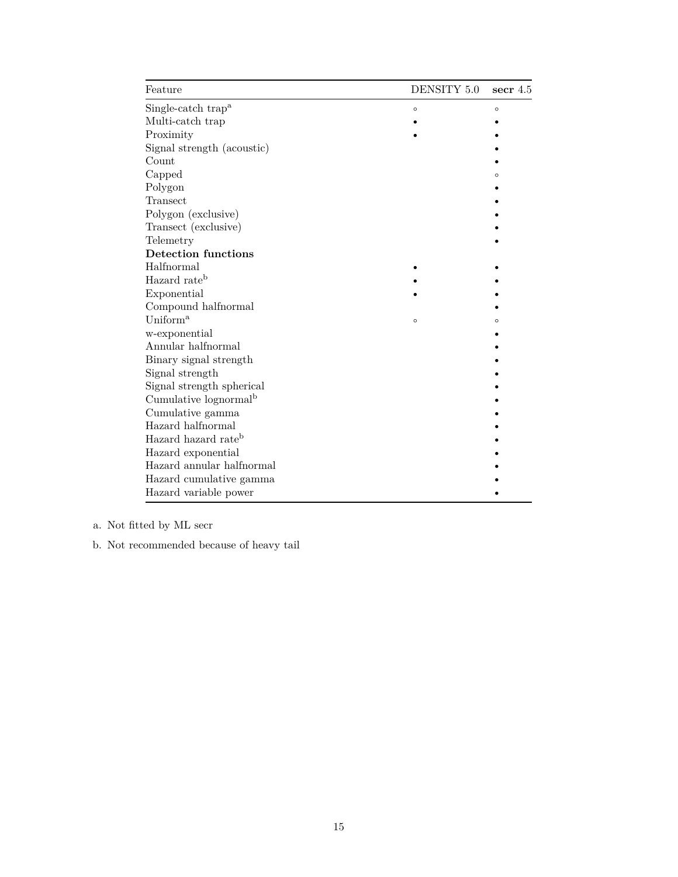| Feature | DENSITY 5.0 | **secr** 4.5 |
|---|---|---|
| Single-catch trap[a] | ◦ | ◦ |
| Multi-catch trap | • | • |
| Proximity | • | • |
| Signal strength (acoustic) | | • |
| Count | | • |
| Capped | | ◦ |
| Polygon | | • |
| Transect | | • |
| Polygon (exclusive) | | • |
| Transect (exclusive) | | • |
| Telemetry | | • |
| **Detection functions** | | |
| Halfnormal | • | • |
| Hazard rate[b] | • | • |
| Exponential | • | • |
| Compound halfnormal | | • |
| Uniform[a] | ◦ | ◦ |
| w-exponential | | • |
| Annular halfnormal | | • |
| Binary signal strength | | • |
| Signal strength | | • |
| Signal strength spherical | | • |
| Cumulative lognormal[b] | | • |
| Cumulative gamma | | • |
| Hazard halfnormal | | • |
| Hazard hazard rate[b] | | • |
| Hazard exponential | | • |
| Hazard annular halfnormal | | • |
| Hazard cumulative gamma | | • |
| Hazard variable power | | • |

a. Not fitted by ML secr

b. Not recommended because of heavy tail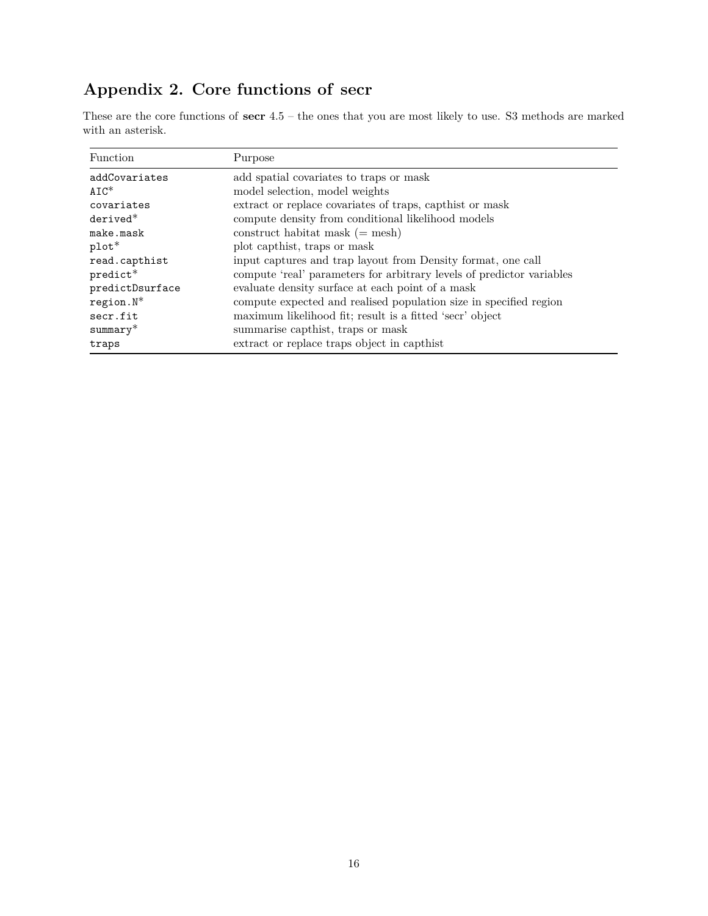## Appendix 2. Core functions of secr

These are the core functions of **secr** 4.5 – the ones that you are most likely to use. S3 methods are marked with an asterisk.

| Function | Purpose |
|---|---|
| `addCovariates` | add spatial covariates to traps or mask |
| `AIC`* | model selection, model weights |
| `covariates` | extract or replace covariates of traps, capthist or mask |
| `derived`* | compute density from conditional likelihood models |
| `make.mask` | construct habitat mask (= mesh) |
| `plot`* | plot capthist, traps or mask |
| `read.capthist` | input captures and trap layout from Density format, one call |
| `predict`* | compute 'real' parameters for arbitrary levels of predictor variables |
| `predictDsurface` | evaluate density surface at each point of a mask |
| `region.N`* | compute expected and realised population size in specified region |
| `secr.fit` | maximum likelihood fit; result is a fitted 'secr' object |
| `summary`* | summarise capthist, traps or mask |
| `traps` | extract or replace traps object in capthist |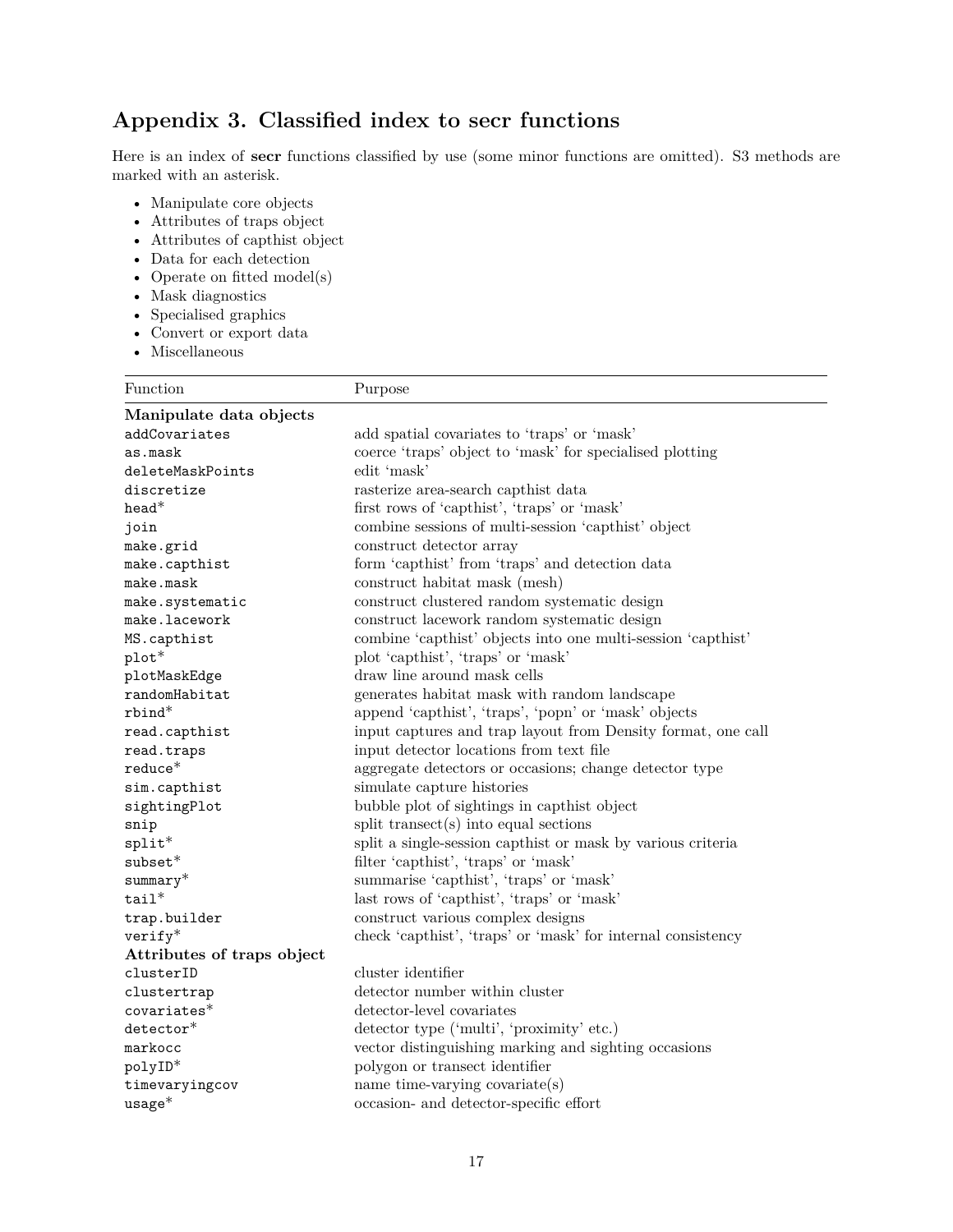## Appendix 3. Classified index to secr functions

Here is an index of **secr** functions classified by use (some minor functions are omitted). S3 methods are marked with an asterisk.

- Manipulate core objects
- Attributes of traps object
- Attributes of capthist object
- Data for each detection
- Operate on fitted model(s)
- Mask diagnostics
- Specialised graphics
- Convert or export data
- Miscellaneous

| Function | Purpose |
|---|---|
| **Manipulate data objects** | |
| `addCovariates` | add spatial covariates to 'traps' or 'mask' |
| `as.mask` | coerce 'traps' object to 'mask' for specialised plotting |
| `deleteMaskPoints` | edit 'mask' |
| `discretize` | rasterize area-search capthist data |
| `head`* | first rows of 'capthist', 'traps' or 'mask' |
| `join` | combine sessions of multi-session 'capthist' object |
| `make.grid` | construct detector array |
| `make.capthist` | form 'capthist' from 'traps' and detection data |
| `make.mask` | construct habitat mask (mesh) |
| `make.systematic` | construct clustered random systematic design |
| `make.lacework` | construct lacework random systematic design |
| `MS.capthist` | combine 'capthist' objects into one multi-session 'capthist' |
| `plot`* | plot 'capthist', 'traps' or 'mask' |
| `plotMaskEdge` | draw line around mask cells |
| `randomHabitat` | generates habitat mask with random landscape |
| `rbind`* | append 'capthist', 'traps', 'popn' or 'mask' objects |
| `read.capthist` | input captures and trap layout from Density format, one call |
| `read.traps` | input detector locations from text file |
| `reduce`* | aggregate detectors or occasions; change detector type |
| `sim.capthist` | simulate capture histories |
| `sightingPlot` | bubble plot of sightings in capthist object |
| `snip` | split transect(s) into equal sections |
| `split`* | split a single-session capthist or mask by various criteria |
| `subset`* | filter 'capthist', 'traps' or 'mask' |
| `summary`* | summarise 'capthist', 'traps' or 'mask' |
| `tail`* | last rows of 'capthist', 'traps' or 'mask' |
| `trap.builder` | construct various complex designs |
| `verify`* | check 'capthist', 'traps' or 'mask' for internal consistency |
| **Attributes of traps object** | |
| `clusterID` | cluster identifier |
| `clustertrap` | detector number within cluster |
| `covariates`* | detector-level covariates |
| `detector`* | detector type ('multi', 'proximity' etc.) |
| `markocc` | vector distinguishing marking and sighting occasions |
| `polyID`* | polygon or transect identifier |
| `timevaryingcov` | name time-varying covariate(s) |
| `usage`* | occasion- and detector-specific effort |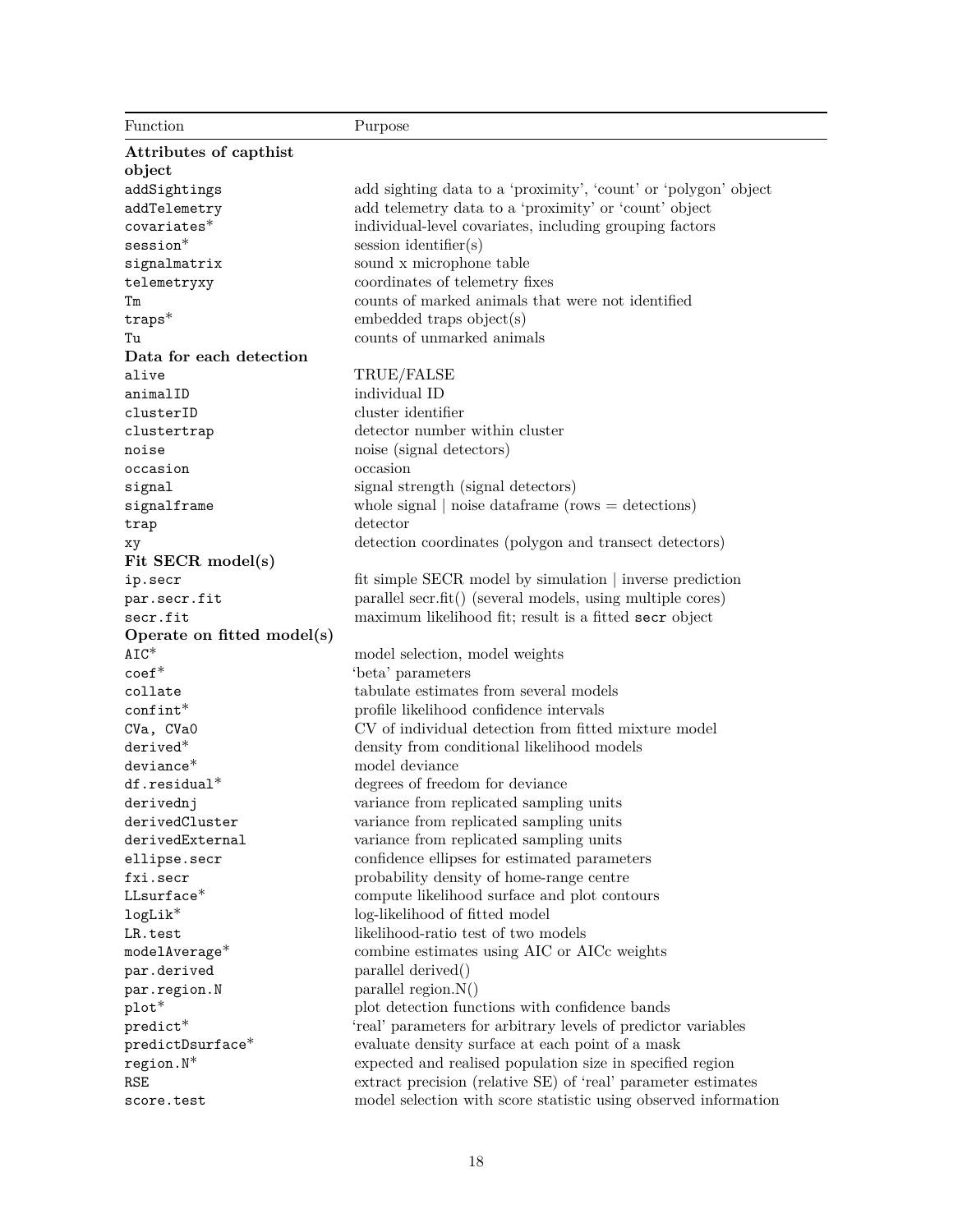| Function | Purpose |
| --- | --- |
| **Attributes of capthist object** | |
| `addSightings` | add sighting data to a 'proximity', 'count' or 'polygon' object |
| `addTelemetry` | add telemetry data to a 'proximity' or 'count' object |
| `covariates`* | individual-level covariates, including grouping factors |
| `session`* | session identifier(s) |
| `signalmatrix` | sound x microphone table |
| `telemetryxy` | coordinates of telemetry fixes |
| `Tm` | counts of marked animals that were not identified |
| `traps`* | embedded traps object(s) |
| `Tu` | counts of unmarked animals |
| **Data for each detection** | |
| `alive` | TRUE/FALSE |
| `animalID` | individual ID |
| `clusterID` | cluster identifier |
| `clustertrap` | detector number within cluster |
| `noise` | noise (signal detectors) |
| `occasion` | occasion |
| `signal` | signal strength (signal detectors) |
| `signalframe` | whole signal \| noise dataframe (rows = detections) |
| `trap` | detector |
| `xy` | detection coordinates (polygon and transect detectors) |
| **Fit SECR model(s)** | |
| `ip.secr` | fit simple SECR model by simulation \| inverse prediction |
| `par.secr.fit` | parallel secr.fit() (several models, using multiple cores) |
| `secr.fit` | maximum likelihood fit; result is a fitted `secr` object |
| **Operate on fitted model(s)** | |
| `AIC`* | model selection, model weights |
| `coef`* | 'beta' parameters |
| `collate` | tabulate estimates from several models |
| `confint`* | profile likelihood confidence intervals |
| `CVa, CVa0` | CV of individual detection from fitted mixture model |
| `derived`* | density from conditional likelihood models |
| `deviance`* | model deviance |
| `df.residual`* | degrees of freedom for deviance |
| `derivednj` | variance from replicated sampling units |
| `derivedCluster` | variance from replicated sampling units |
| `derivedExternal` | variance from replicated sampling units |
| `ellipse.secr` | confidence ellipses for estimated parameters |
| `fxi.secr` | probability density of home-range centre |
| `LLsurface`* | compute likelihood surface and plot contours |
| `logLik`* | log-likelihood of fitted model |
| `LR.test` | likelihood-ratio test of two models |
| `modelAverage`* | combine estimates using AIC or AICc weights |
| `par.derived` | parallel derived() |
| `par.region.N` | parallel region.N() |
| `plot`* | plot detection functions with confidence bands |
| `predict`* | 'real' parameters for arbitrary levels of predictor variables |
| `predictDsurface`* | evaluate density surface at each point of a mask |
| `region.N`* | expected and realised population size in specified region |
| `RSE` | extract precision (relative SE) of 'real' parameter estimates |
| `score.test` | model selection with score statistic using observed information |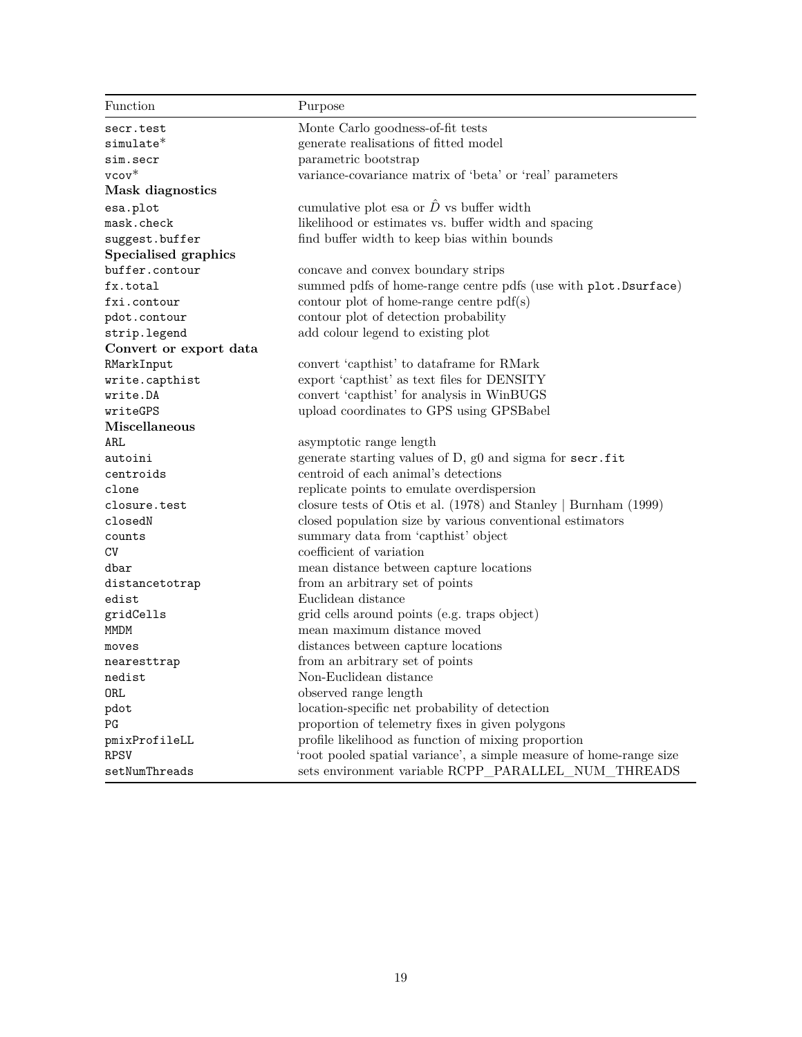| Function | Purpose |
|---|---|
| `secr.test` | Monte Carlo goodness-of-fit tests |
| `simulate`* | generate realisations of fitted model |
| `sim.secr` | parametric bootstrap |
| `vcov`* | variance-covariance matrix of 'beta' or 'real' parameters |
| **Mask diagnostics** | |
| `esa.plot` | cumulative plot esa or $\hat{D}$ vs buffer width |
| `mask.check` | likelihood or estimates vs. buffer width and spacing |
| `suggest.buffer` | find buffer width to keep bias within bounds |
| **Specialised graphics** | |
| `buffer.contour` | concave and convex boundary strips |
| `fx.total` | summed pdfs of home-range centre pdfs (use with `plot.Dsurface`) |
| `fxi.contour` | contour plot of home-range centre pdf(s) |
| `pdot.contour` | contour plot of detection probability |
| `strip.legend` | add colour legend to existing plot |
| **Convert or export data** | |
| `RMarkInput` | convert 'capthist' to dataframe for RMark |
| `write.capthist` | export 'capthist' as text files for DENSITY |
| `write.DA` | convert 'capthist' for analysis in WinBUGS |
| `writeGPS` | upload coordinates to GPS using GPSBabel |
| **Miscellaneous** | |
| `ARL` | asymptotic range length |
| `autoini` | generate starting values of D, g0 and sigma for `secr.fit` |
| `centroids` | centroid of each animal's detections |
| `clone` | replicate points to emulate overdispersion |
| `closure.test` | closure tests of Otis et al. (1978) and Stanley \| Burnham (1999) |
| `closedN` | closed population size by various conventional estimators |
| `counts` | summary data from 'capthist' object |
| `CV` | coefficient of variation |
| `dbar` | mean distance between capture locations |
| `distancetotrap` | from an arbitrary set of points |
| `edist` | Euclidean distance |
| `gridCells` | grid cells around points (e.g. traps object) |
| `MMDM` | mean maximum distance moved |
| `moves` | distances between capture locations |
| `nearesttrap` | from an arbitrary set of points |
| `nedist` | Non-Euclidean distance |
| `ORL` | observed range length |
| `pdot` | location-specific net probability of detection |
| `PG` | proportion of telemetry fixes in given polygons |
| `pmixProfileLL` | profile likelihood as function of mixing proportion |
| `RPSV` | 'root pooled spatial variance', a simple measure of home-range size |
| `setNumThreads` | sets environment variable RCPP_PARALLEL_NUM_THREADS |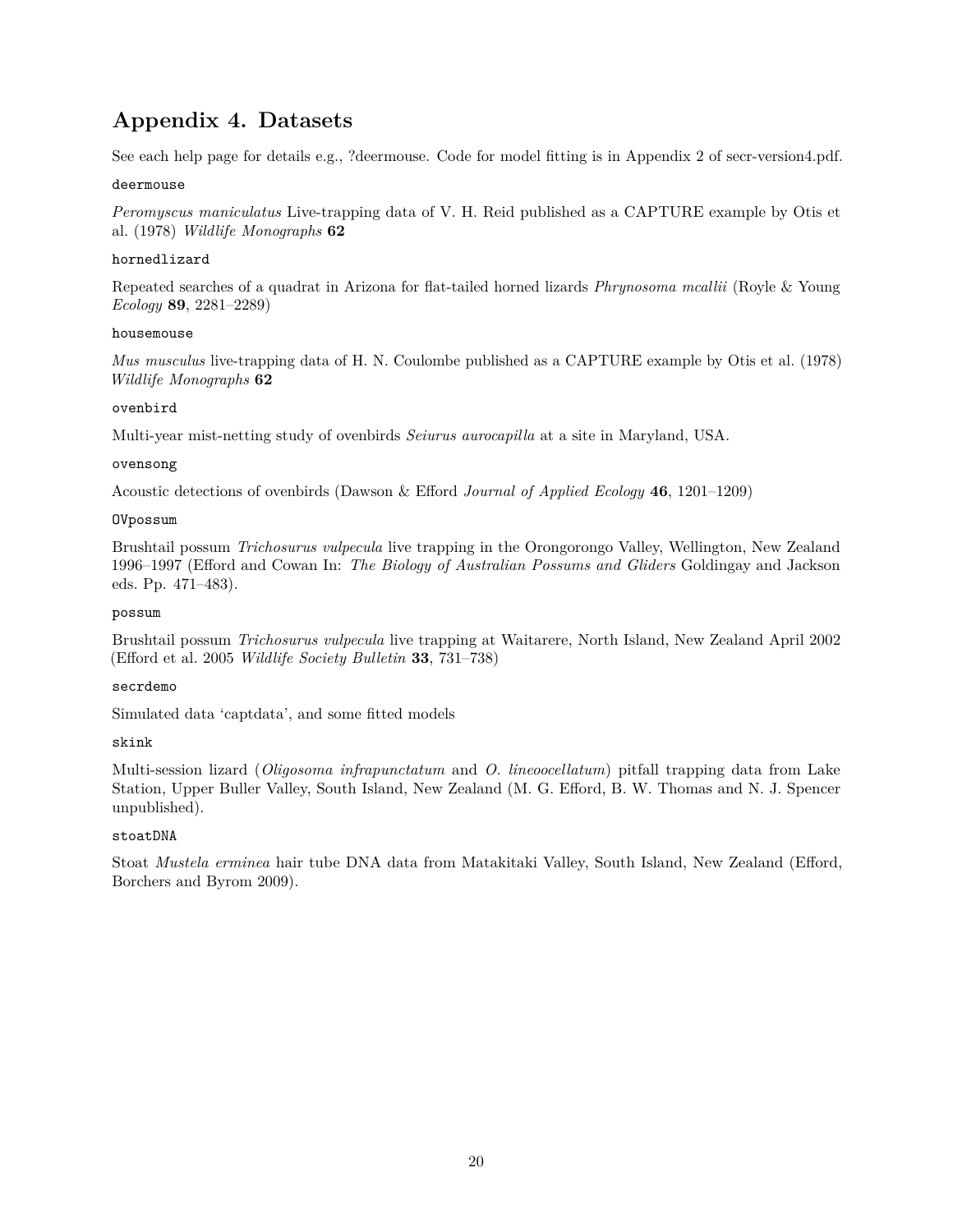# Appendix 4. Datasets

See each help page for details e.g., ?deermouse. Code for model fitting is in Appendix 2 of secr-version4.pdf.

`deermouse`

*Peromyscus maniculatus* Live-trapping data of V. H. Reid published as a CAPTURE example by Otis et al. (1978) *Wildlife Monographs* **62**

`hornedlizard`

Repeated searches of a quadrat in Arizona for flat-tailed horned lizards *Phrynosoma mcallii* (Royle & Young *Ecology* **89**, 2281–2289)

`housemouse`

*Mus musculus* live-trapping data of H. N. Coulombe published as a CAPTURE example by Otis et al. (1978) *Wildlife Monographs* **62**

`ovenbird`

Multi-year mist-netting study of ovenbirds *Seiurus aurocapilla* at a site in Maryland, USA.

`ovensong`

Acoustic detections of ovenbirds (Dawson & Efford *Journal of Applied Ecology* **46**, 1201–1209)

`OVpossum`

Brushtail possum *Trichosurus vulpecula* live trapping in the Orongorongo Valley, Wellington, New Zealand 1996–1997 (Efford and Cowan In: *The Biology of Australian Possums and Gliders* Goldingay and Jackson eds. Pp. 471–483).

`possum`

Brushtail possum *Trichosurus vulpecula* live trapping at Waitarere, North Island, New Zealand April 2002 (Efford et al. 2005 *Wildlife Society Bulletin* **33**, 731–738)

`secrdemo`

Simulated data 'captdata', and some fitted models

`skink`

Multi-session lizard (*Oligosoma infrapunctatum* and *O. lineoocellatum*) pitfall trapping data from Lake Station, Upper Buller Valley, South Island, New Zealand (M. G. Efford, B. W. Thomas and N. J. Spencer unpublished).

`stoatDNA`

Stoat *Mustela erminea* hair tube DNA data from Matakitaki Valley, South Island, New Zealand (Efford, Borchers and Byrom 2009).